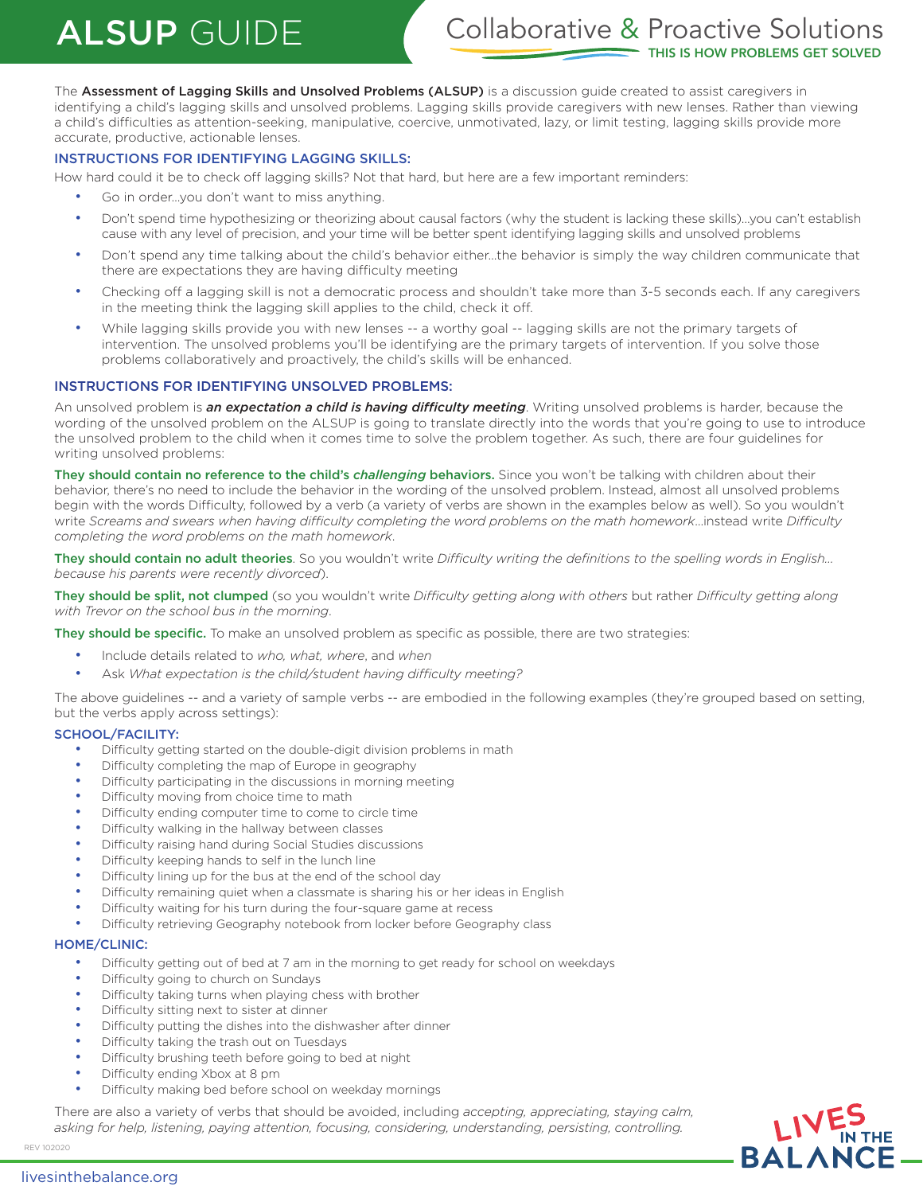# ALSUP GUIDE

## Collaborative & Proactive Solutions

**THIS IS HOW PROBLEMS GET SOLVED**

The **Assessment of Lagging Skills and Unsolved Problems (ALSUP)** is a discussion guide created to assist caregivers in identifying a child's lagging skills and unsolved problems. Lagging skills provide caregivers with new lenses. Rather than viewing a child's difficulties as attention-seeking, manipulative, coercive, unmotivated, lazy, or limit testing, lagging skills provide more accurate, productive, actionable lenses.

### INSTRUCTIONS FOR IDENTIFYING LAGGING SKILLS:

How hard could it be to check off lagging skills? Not that hard, but here are a few important reminders:

- Go in order...you don't want to miss anything.
- Don't spend time hypothesizing or theorizing about causal factors (why the student is lacking these skills)...you can't establish cause with any level of precision, and your time will be better spent identifying lagging skills and unsolved problems
- Don't spend any time talking about the child's behavior either...the behavior is simply the way children communicate that there are expectations they are having difficulty meeting
- Checking off a lagging skill is not a democratic process and shouldn't take more than 3-5 seconds each. If any caregivers in the meeting think the lagging skill applies to the child, check it off.
- While lagging skills provide you with new lenses -- a worthy goal -- lagging skills are not the primary targets of intervention. The unsolved problems you'll be identifying are the primary targets of intervention. If you solve those problems collaboratively and proactively, the child's skills will be enhanced.

### INSTRUCTIONS FOR IDENTIFYING UNSOLVED PROBLEMS:

An unsolved problem is ***an expectation a child is having difficulty meeting***. Writing unsolved problems is harder, because the wording of the unsolved problem on the ALSUP is going to translate directly into the words that you're going to use to introduce the unsolved problem to the child when it comes time to solve the problem together. As such, there are four guidelines for writing unsolved problems:

**They should contain no reference to the child's *challenging* behaviors.** Since you won't be talking with children about their behavior, there's no need to include the behavior in the wording of the unsolved problem. Instead, almost all unsolved problems begin with the words Difficulty, followed by a verb (a variety of verbs are shown in the examples below as well). So you wouldn't write *Screams and swears when having difficulty completing the word problems on the math homework*...instead write *Difficulty completing the word problems on the math homework*.

**They should contain no adult theories**. So you wouldn't write *Difficulty writing the definitions to the spelling words in English... because his parents were recently divorced*).

**They should be split, not clumped** (so you wouldn't write *Difficulty getting along with others* but rather *Difficulty getting along with Trevor on the school bus in the morning*.

**They should be specific.** To make an unsolved problem as specific as possible, there are two strategies:

- Include details related to *who, what, where*, and *when*
- Ask *What expectation is the child/student having difficulty meeting?*

The above guidelines -- and a variety of sample verbs -- are embodied in the following examples (they're grouped based on setting, but the verbs apply across settings):

#### SCHOOL/FACILITY:

- Difficulty getting started on the double-digit division problems in math
- Difficulty completing the map of Europe in geography
- Difficulty participating in the discussions in morning meeting
- Difficulty moving from choice time to math
- Difficulty ending computer time to come to circle time
- Difficulty walking in the hallway between classes
- Difficulty raising hand during Social Studies discussions
- Difficulty keeping hands to self in the lunch line
- Difficulty lining up for the bus at the end of the school day
- Difficulty remaining quiet when a classmate is sharing his or her ideas in English
- Difficulty waiting for his turn during the four-square game at recess
- Difficulty retrieving Geography notebook from locker before Geography class

#### HOME/CLINIC:

- Difficulty getting out of bed at 7 am in the morning to get ready for school on weekdays
- Difficulty going to church on Sundays
- Difficulty taking turns when playing chess with brother
- Difficulty sitting next to sister at dinner
- Difficulty putting the dishes into the dishwasher after dinner
- Difficulty taking the trash out on Tuesdays
- Difficulty brushing teeth before going to bed at night
- Difficulty ending Xbox at 8 pm
- Difficulty making bed before school on weekday mornings

There are also a variety of verbs that should be avoided, including *accepting, appreciating, staying calm, asking for help, listening, paying attention, focusing, considering, understanding, persisting, controlling.*

REV 102020

LIVES IN THE BALANCE

livesinthebalance.org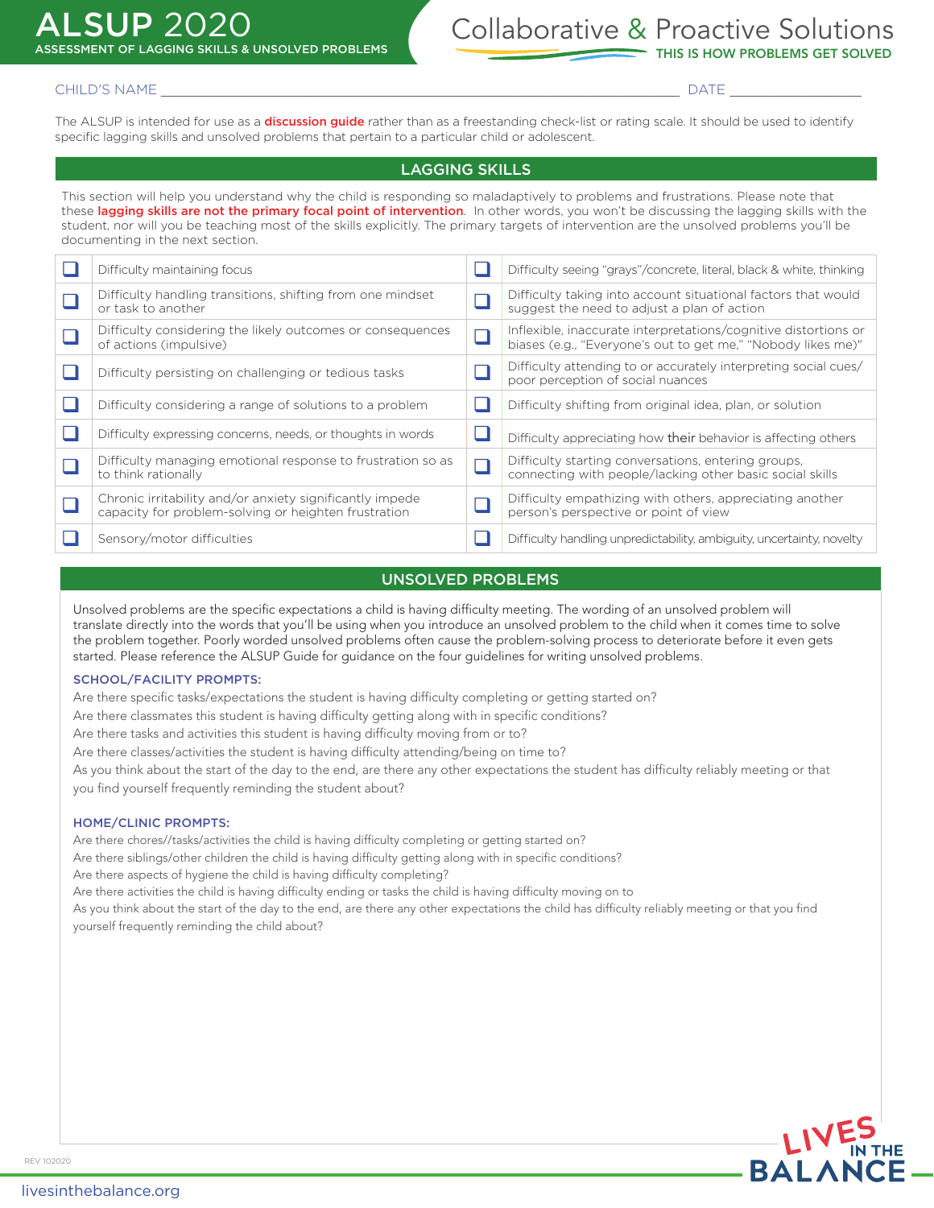# ALSUP 2020

ASSESSMENT OF LAGGING SKILLS & UNSOLVED PROBLEMS

Collaborative & Proactive Solutions

THIS IS HOW PROBLEMS GET SOLVED

CHILD'S NAME ______________________________________________ DATE ______________

The ALSUP is intended for use as a **discussion guide** rather than as a freestanding check-list or rating scale. It should be used to identify specific lagging skills and unsolved problems that pertain to a particular child or adolescent.

## LAGGING SKILLS

This section will help you understand why the child is responding so maladaptively to problems and frustrations. Please note that these **lagging skills are not the primary focal point of intervention**. In other words, you won't be discussing the lagging skills with the student, nor will you be teaching most of the skills explicitly. The primary targets of intervention are the unsolved problems you'll be documenting in the next section.

| | | | |
|---|---|---|---|
| ☐ | Difficulty maintaining focus | ☐ | Difficulty seeing "grays"/concrete, literal, black & white, thinking |
| ☐ | Difficulty handling transitions, shifting from one mindset or task to another | ☐ | Difficulty taking into account situational factors that would suggest the need to adjust a plan of action |
| ☐ | Difficulty considering the likely outcomes or consequences of actions (impulsive) | ☐ | Inflexible, inaccurate interpretations/cognitive distortions or biases (e.g., "Everyone's out to get me," "Nobody likes me)" |
| ☐ | Difficulty persisting on challenging or tedious tasks | ☐ | Difficulty attending to or accurately interpreting social cues/ poor perception of social nuances |
| ☐ | Difficulty considering a range of solutions to a problem | ☐ | Difficulty shifting from original idea, plan, or solution |
| ☐ | Difficulty expressing concerns, needs, or thoughts in words | ☐ | Difficulty appreciating how their behavior is affecting others |
| ☐ | Difficulty managing emotional response to frustration so as to think rationally | ☐ | Difficulty starting conversations, entering groups, connecting with people/lacking other basic social skills |
| ☐ | Chronic irritability and/or anxiety significantly impede capacity for problem-solving or heighten frustration | ☐ | Difficulty empathizing with others, appreciating another person's perspective or point of view |
| ☐ | Sensory/motor difficulties | ☐ | Difficulty handling unpredictability, ambiguity, uncertainty, novelty |

## UNSOLVED PROBLEMS

Unsolved problems are the specific expectations a child is having difficulty meeting. The wording of an unsolved problem will translate directly into the words that you'll be using when you introduce an unsolved problem to the child when it comes time to solve the problem together. Poorly worded unsolved problems often cause the problem-solving process to deteriorate before it even gets started. Please reference the ALSUP Guide for guidance on the four guidelines for writing unsolved problems.

### SCHOOL/FACILITY PROMPTS:

Are there specific tasks/expectations the student is having difficulty completing or getting started on?
Are there classmates this student is having difficulty getting along with in specific conditions?
Are there tasks and activities this student is having difficulty moving from or to?
Are there classes/activities the student is having difficulty attending/being on time to?
As you think about the start of the day to the end, are there any other expectations the student has difficulty reliably meeting or that you find yourself frequently reminding the student about?

### HOME/CLINIC PROMPTS:

Are there chores//tasks/activities the child is having difficulty completing or getting started on?
Are there siblings/other children the child is having difficulty getting along with in specific conditions?
Are there aspects of hygiene the child is having difficulty completing?
Are there activities the child is having difficulty ending or tasks the child is having difficulty moving on to
As you think about the start of the day to the end, are there any other expectations the child has difficulty reliably meeting or that you find yourself frequently reminding the child about?

REV 102020

LIVES IN THE BALANCE

livesinthebalance.org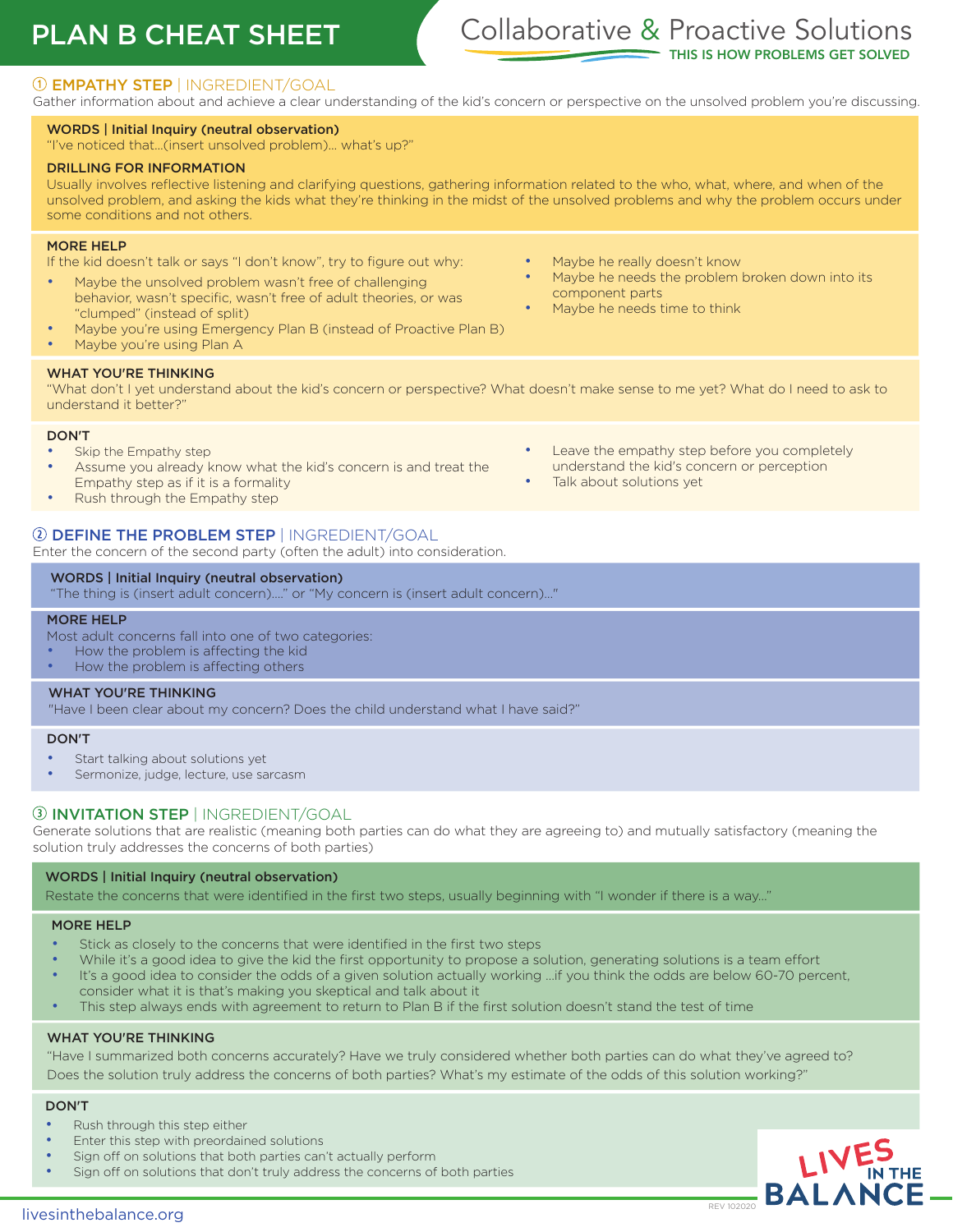# PLAN B CHEAT SHEET

Collaborative & Proactive Solutions

THIS IS HOW PROBLEMS GET SOLVED

## ① EMPATHY STEP | INGREDIENT/GOAL

Gather information about and achieve a clear understanding of the kid's concern or perspective on the unsolved problem you're discussing.

**WORDS | Initial Inquiry (neutral observation)**

"I've noticed that...(insert unsolved problem)... what's up?"

**DRILLING FOR INFORMATION**

Usually involves reflective listening and clarifying questions, gathering information related to the who, what, where, and when of the unsolved problem, and asking the kids what they're thinking in the midst of the unsolved problems and why the problem occurs under some conditions and not others.

**MORE HELP**

If the kid doesn't talk or says "I don't know", try to figure out why:

- Maybe the unsolved problem wasn't free of challenging behavior, wasn't specific, wasn't free of adult theories, or was "clumped" (instead of split)
- Maybe you're using Emergency Plan B (instead of Proactive Plan B)
- Maybe you're using Plan A
- Maybe he really doesn't know
- Maybe he needs the problem broken down into its component parts
- Maybe he needs time to think

**WHAT YOU'RE THINKING**

"What don't I yet understand about the kid's concern or perspective? What doesn't make sense to me yet? What do I need to ask to understand it better?"

**DON'T**

- Skip the Empathy step
- Assume you already know what the kid's concern is and treat the Empathy step as if it is a formality
- Rush through the Empathy step
- Leave the empathy step before you completely understand the kid's concern or perception
- Talk about solutions yet

## ② DEFINE THE PROBLEM STEP | INGREDIENT/GOAL

Enter the concern of the second party (often the adult) into consideration.

**WORDS | Initial Inquiry (neutral observation)**

"The thing is (insert adult concern)...." or "My concern is (insert adult concern)..."

**MORE HELP**

Most adult concerns fall into one of two categories:

- How the problem is affecting the kid
- How the problem is affecting others

**WHAT YOU'RE THINKING**

"Have I been clear about my concern? Does the child understand what I have said?"

**DON'T**

- Start talking about solutions yet
- Sermonize, judge, lecture, use sarcasm

## ③ INVITATION STEP | INGREDIENT/GOAL

Generate solutions that are realistic (meaning both parties can do what they are agreeing to) and mutually satisfactory (meaning the solution truly addresses the concerns of both parties)

**WORDS | Initial Inquiry (neutral observation)**

Restate the concerns that were identified in the first two steps, usually beginning with "I wonder if there is a way..."

**MORE HELP**

- Stick as closely to the concerns that were identified in the first two steps
- While it's a good idea to give the kid the first opportunity to propose a solution, generating solutions is a team effort
- It's a good idea to consider the odds of a given solution actually working ...if you think the odds are below 60-70 percent, consider what it is that's making you skeptical and talk about it
- This step always ends with agreement to return to Plan B if the first solution doesn't stand the test of time

**WHAT YOU'RE THINKING**

"Have I summarized both concerns accurately? Have we truly considered whether both parties can do what they've agreed to? Does the solution truly address the concerns of both parties? What's my estimate of the odds of this solution working?"

**DON'T**

- Rush through this step either
- Enter this step with preordained solutions
- Sign off on solutions that both parties can't actually perform
- Sign off on solutions that don't truly address the concerns of both parties

livesinthebalance.org

REV 102020

LIVES IN THE BALANCE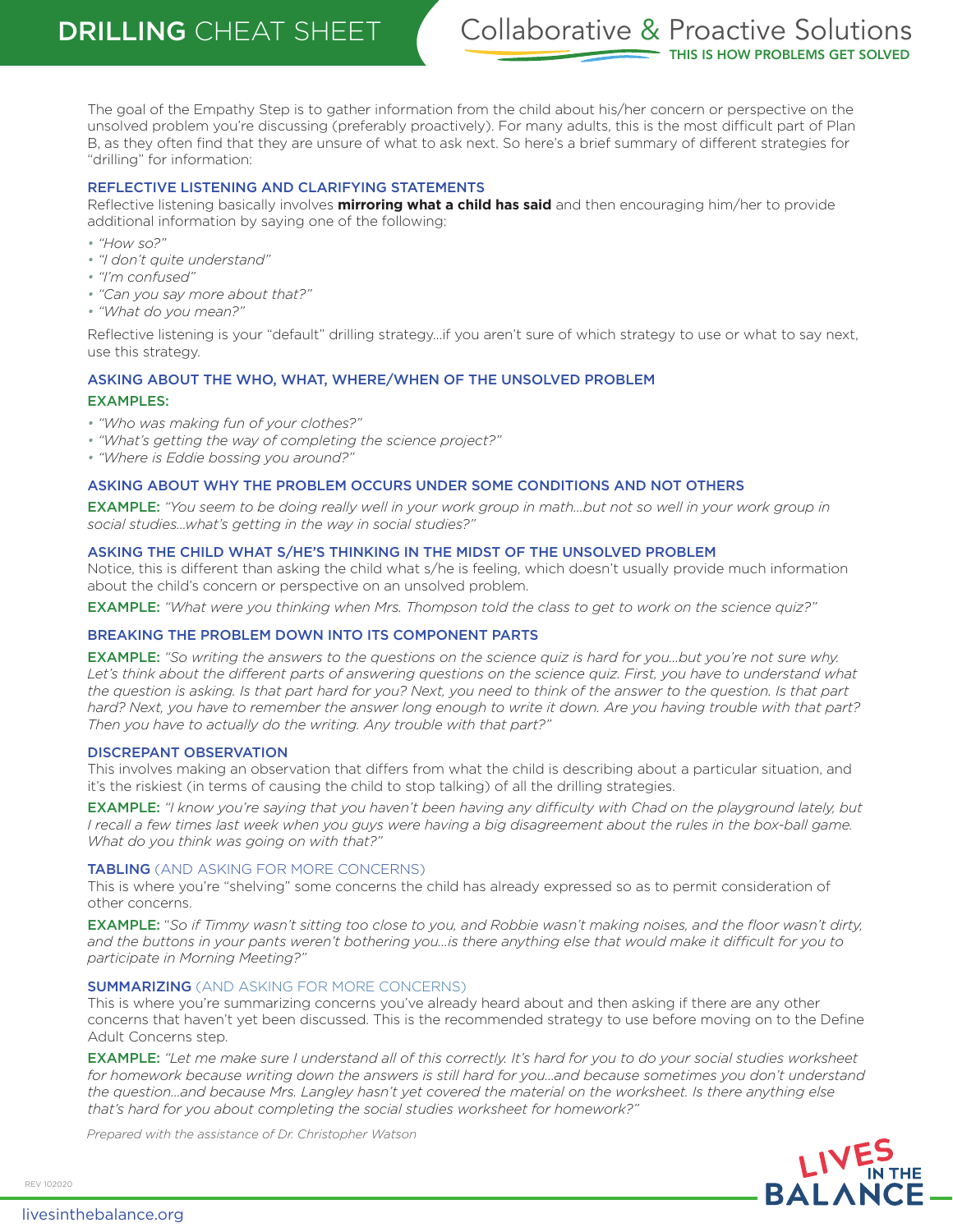# DRILLING CHEAT SHEET

## Collaborative & Proactive Solutions

THIS IS HOW PROBLEMS GET SOLVED

The goal of the Empathy Step is to gather information from the child about his/her concern or perspective on the unsolved problem you're discussing (preferably proactively). For many adults, this is the most difficult part of Plan B, as they often find that they are unsure of what to ask next. So here's a brief summary of different strategies for "drilling" for information:

### REFLECTIVE LISTENING AND CLARIFYING STATEMENTS

Reflective listening basically involves **mirroring what a child has said** and then encouraging him/her to provide additional information by saying one of the following:

- *"How so?"*
- *"I don't quite understand"*
- *"I'm confused"*
- *"Can you say more about that?"*
- *"What do you mean?"*

Reflective listening is your "default" drilling strategy...if you aren't sure of which strategy to use or what to say next, use this strategy.

### ASKING ABOUT THE WHO, WHAT, WHERE/WHEN OF THE UNSOLVED PROBLEM

**EXAMPLES:**

- *"Who was making fun of your clothes?"*
- *"What's getting the way of completing the science project?"*
- *"Where is Eddie bossing you around?"*

### ASKING ABOUT WHY THE PROBLEM OCCURS UNDER SOME CONDITIONS AND NOT OTHERS

**EXAMPLE:** *"You seem to be doing really well in your work group in math...but not so well in your work group in social studies...what's getting in the way in social studies?"*

### ASKING THE CHILD WHAT S/HE'S THINKING IN THE MIDST OF THE UNSOLVED PROBLEM

Notice, this is different than asking the child what s/he is feeling, which doesn't usually provide much information about the child's concern or perspective on an unsolved problem.

**EXAMPLE:** *"What were you thinking when Mrs. Thompson told the class to get to work on the science quiz?"*

### BREAKING THE PROBLEM DOWN INTO ITS COMPONENT PARTS

**EXAMPLE:** *"So writing the answers to the questions on the science quiz is hard for you...but you're not sure why. Let's think about the different parts of answering questions on the science quiz. First, you have to understand what the question is asking. Is that part hard for you? Next, you need to think of the answer to the question. Is that part hard? Next, you have to remember the answer long enough to write it down. Are you having trouble with that part? Then you have to actually do the writing. Any trouble with that part?"*

### DISCREPANT OBSERVATION

This involves making an observation that differs from what the child is describing about a particular situation, and it's the riskiest (in terms of causing the child to stop talking) of all the drilling strategies.

**EXAMPLE:** *"I know you're saying that you haven't been having any difficulty with Chad on the playground lately, but I recall a few times last week when you guys were having a big disagreement about the rules in the box-ball game. What do you think was going on with that?"*

### TABLING (AND ASKING FOR MORE CONCERNS)

This is where you're "shelving" some concerns the child has already expressed so as to permit consideration of other concerns.

**EXAMPLE:** "*So if Timmy wasn't sitting too close to you, and Robbie wasn't making noises, and the floor wasn't dirty, and the buttons in your pants weren't bothering you...is there anything else that would make it difficult for you to participate in Morning Meeting?"*

### SUMMARIZING (AND ASKING FOR MORE CONCERNS)

This is where you're summarizing concerns you've already heard about and then asking if there are any other concerns that haven't yet been discussed. This is the recommended strategy to use before moving on to the Define Adult Concerns step.

**EXAMPLE:** *"Let me make sure I understand all of this correctly. It's hard for you to do your social studies worksheet for homework because writing down the answers is still hard for you...and because sometimes you don't understand the question...and because Mrs. Langley hasn't yet covered the material on the worksheet. Is there anything else that's hard for you about completing the social studies worksheet for homework?"*

*Prepared with the assistance of Dr. Christopher Watson*

REV 102020

LIVES IN THE BALANCE

livesinthebalance.org